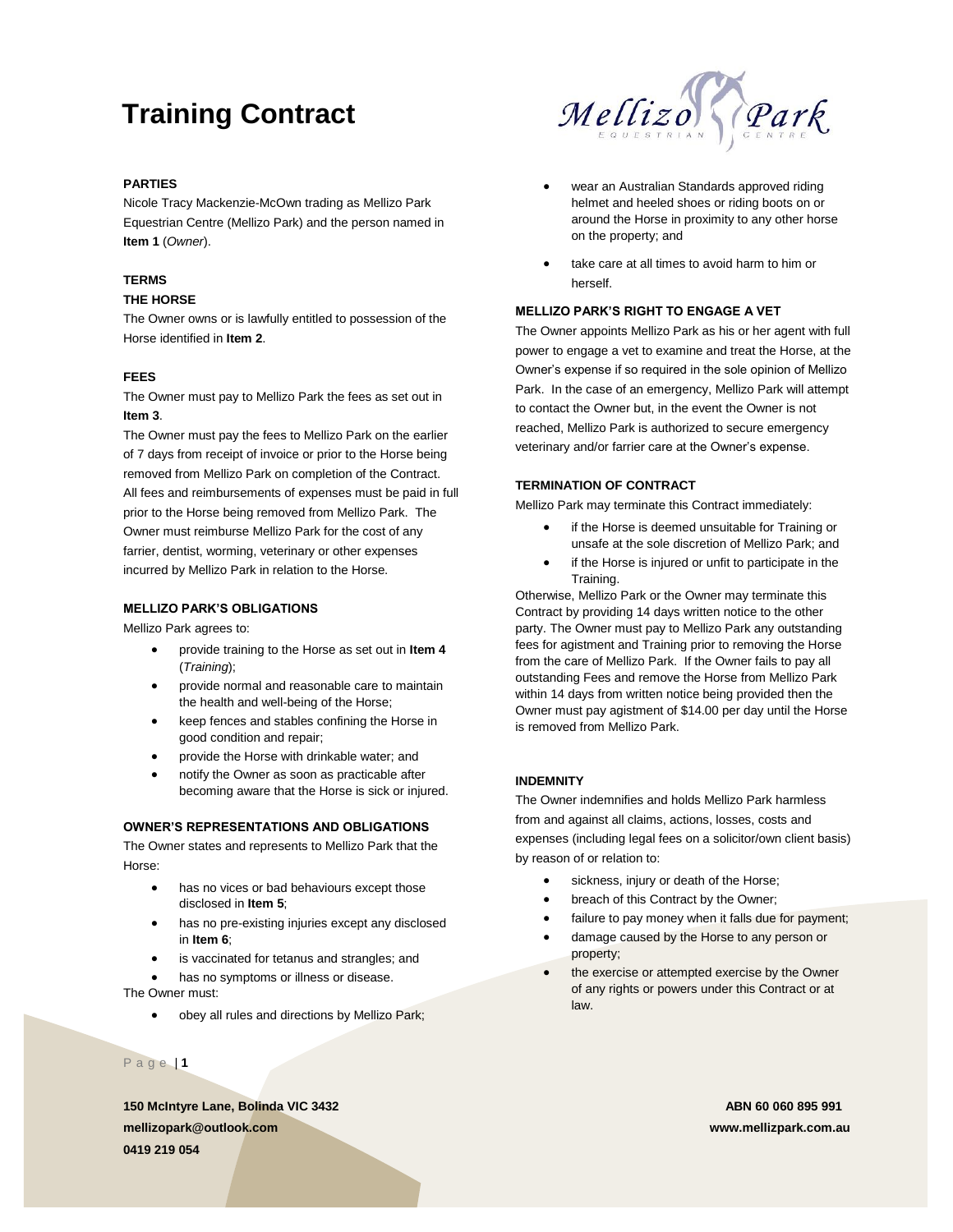# Training Contract

**PARTIES**

Nicole Tracy Mackenzie-McOwn trading as Mellizo Park Equestrian Centre (Mellizo Park) and the person named in **Item 1** (*Owner*).

**TERMS**

**THE HORSE**

The Owner owns or is lawfully entitled to possession of the Horse identified in **Item 2**.

**FEES**

The Owner must pay to Mellizo Park the fees as set out in **Item 3**.

The Owner must pay the fees to Mellizo Park on the earlier of 7 days from receipt of invoice or prior to the Horse being removed from Mellizo Park on completion of the Contract. All fees and reimbursements of expenses must be paid in full prior to the Horse being removed from Mellizo Park. The Owner must reimburse Mellizo Park for the cost of any farrier, dentist, worming, veterinary or other expenses incurred by Mellizo Park in relation to the Horse.

**MELLIZO PARK'S OBLIGATIONS**

Mellizo Park agrees to:

- provide training to the Horse as set out in **Item 4** (*Training*);
- provide normal and reasonable care to maintain the health and well-being of the Horse;
- keep fences and stables confining the Horse in good condition and repair;
- provide the Horse with drinkable water; and
- notify the Owner as soon as practicable after becoming aware that the Horse is sick or injured.

**OWNER'S REPRESENTATIONS AND OBLIGATIONS**

The Owner states and represents to Mellizo Park that the Horse:

- has no vices or bad behaviours except those disclosed in **Item 5**;
- has no pre-existing injuries except any disclosed in **Item 6**;
- is vaccinated for tetanus and strangles; and
- has no symptoms or illness or disease.

The Owner must:

- obey all rules and directions by Mellizo Park;
- wear an Australian Standards approved riding helmet and heeled shoes or riding boots on or around the Horse in proximity to any other horse on the property; and
- take care at all times to avoid harm to him or herself.

**MELLIZO PARK'S RIGHT TO ENGAGE A VET**

The Owner appoints Mellizo Park as his or her agent with full power to engage a vet to examine and treat the Horse, at the Owner's expense if so required in the sole opinion of Mellizo Park. In the case of an emergency, Mellizo Park will attempt to contact the Owner but, in the event the Owner is not reached, Mellizo Park is authorized to secure emergency veterinary and/or farrier care at the Owner's expense.

**TERMINATION OF CONTRACT**

Mellizo Park may terminate this Contract immediately:

- if the Horse is deemed unsuitable for Training or unsafe at the sole discretion of Mellizo Park; and
- if the Horse is injured or unfit to participate in the Training.

Otherwise, Mellizo Park or the Owner may terminate this Contract by providing 14 days written notice to the other party. The Owner must pay to Mellizo Park any outstanding fees for agistment and Training prior to removing the Horse from the care of Mellizo Park. If the Owner fails to pay all outstanding Fees and remove the Horse from Mellizo Park within 14 days from written notice being provided then the Owner must pay agistment of $14.00 per day until the Horse is removed from Mellizo Park.

**INDEMNITY**

The Owner indemnifies and holds Mellizo Park harmless from and against all claims, actions, losses, costs and expenses (including legal fees on a solicitor/own client basis) by reason of or relation to:

- sickness, injury or death of the Horse;
- breach of this Contract by the Owner;
- failure to pay money when it falls due for payment;
- damage caused by the Horse to any person or property;
- the exercise or attempted exercise by the Owner of any rights or powers under this Contract or at law.

**150 McIntyre Lane, Bolinda VIC 3432**
**mellizopark@outlook.com**
**0419 219 054**

**ABN 60 060 895 991**
**www.mellizpark.com.au**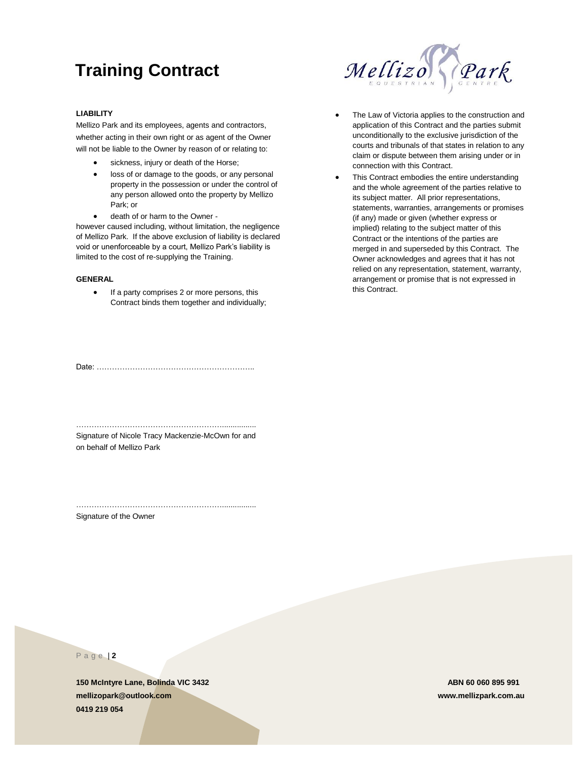# Training Contract

### LIABILITY

Mellizo Park and its employees, agents and contractors, whether acting in their own right or as agent of the Owner will not be liable to the Owner by reason of or relating to:

- sickness, injury or death of the Horse;
- loss of or damage to the goods, or any personal property in the possession or under the control of any person allowed onto the property by Mellizo Park; or
- death of or harm to the Owner -

however caused including, without limitation, the negligence of Mellizo Park. If the above exclusion of liability is declared void or unenforceable by a court, Mellizo Park's liability is limited to the cost of re-supplying the Training.

### GENERAL

- If a party comprises 2 or more persons, this Contract binds them together and individually;
- The Law of Victoria applies to the construction and application of this Contract and the parties submit unconditionally to the exclusive jurisdiction of the courts and tribunals of that states in relation to any claim or dispute between them arising under or in connection with this Contract.
- This Contract embodies the entire understanding and the whole agreement of the parties relative to its subject matter. All prior representations, statements, warranties, arrangements or promises (if any) made or given (whether express or implied) relating to the subject matter of this Contract or the intentions of the parties are merged in and superseded by this Contract. The Owner acknowledges and agrees that it has not relied on any representation, statement, warranty, arrangement or promise that is not expressed in this Contract.

Date: ……………………………………………………..

……………………………………………………................
Signature of Nicole Tracy Mackenzie-McOwn for and on behalf of Mellizo Park

……………………………………………………................
Signature of the Owner

**150 McIntyre Lane, Bolinda VIC 3432**
**mellizopark@outlook.com**
**0419 219 054**

**ABN 60 060 895 991**
**www.mellizpark.com.au**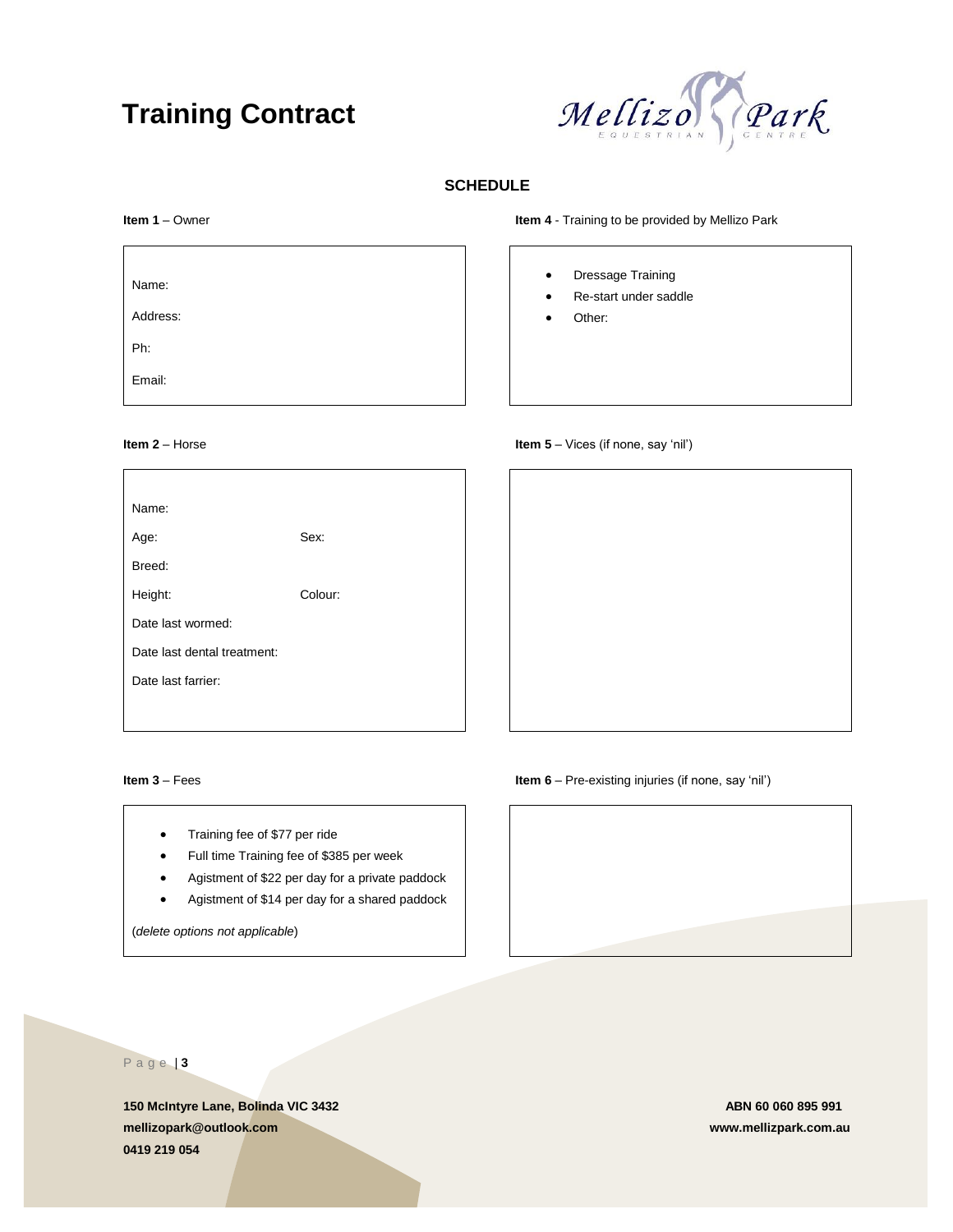# Training Contract

## SCHEDULE

**Item 1** – Owner

Name:

Address:

Ph:

Email:

**Item 2** – Horse

| | |
|---|---|
| Name: | |
| Age: | Sex: |
| Breed: | |
| Height: | Colour: |
| Date last wormed: | |
| Date last dental treatment: | |
| Date last farrier: | |

**Item 3** – Fees

- Training fee of $77 per ride
- Full time Training fee of $385 per week
- Agistment of $22 per day for a private paddock
- Agistment of $14 per day for a shared paddock

(*delete options not applicable*)

**Item 4** - Training to be provided by Mellizo Park

- Dressage Training
- Re-start under saddle
- Other:

**Item 5** – Vices (if none, say 'nil')

**Item 6** – Pre-existing injuries (if none, say 'nil')

**150 McIntyre Lane, Bolinda VIC 3432**
**mellizopark@outlook.com**
**0419 219 054**

**ABN 60 060 895 991**
**www.mellizpark.com.au**